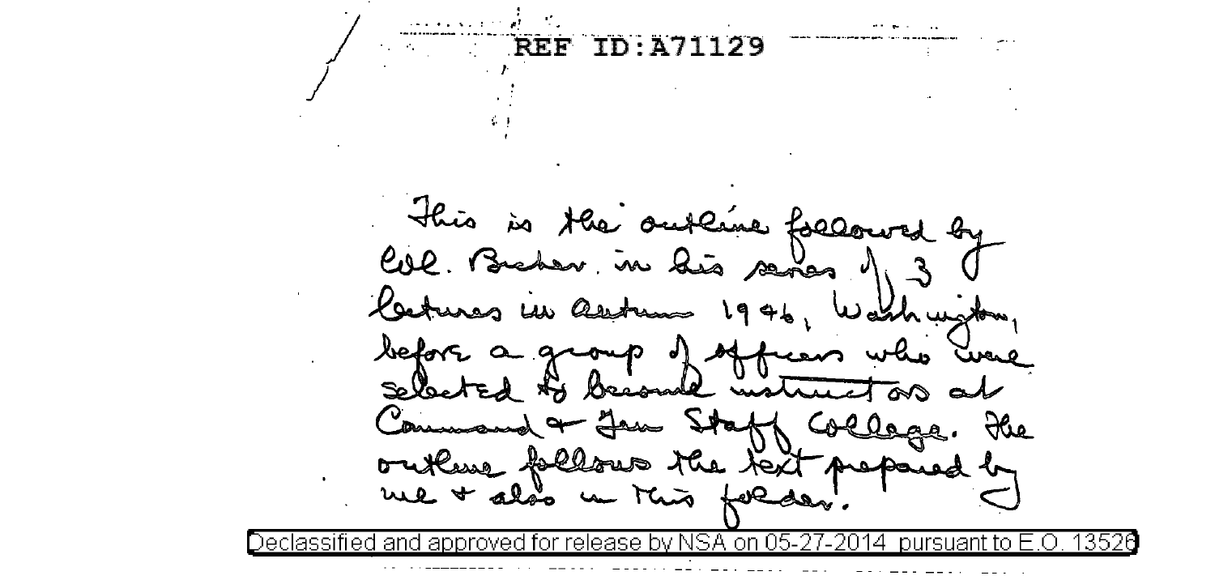REF ID:A71129

This is the outline followed by Col. Bicher in his series of 3 lectures in autumn 1946, Washington, before a group of officers who were selected to become instructors at Command & Gen Staff College. The outline follows the text prepared by me & also in this folder.

Declassified and approved for release by NSA on 05-27-2014 pursuant to E.O. 13526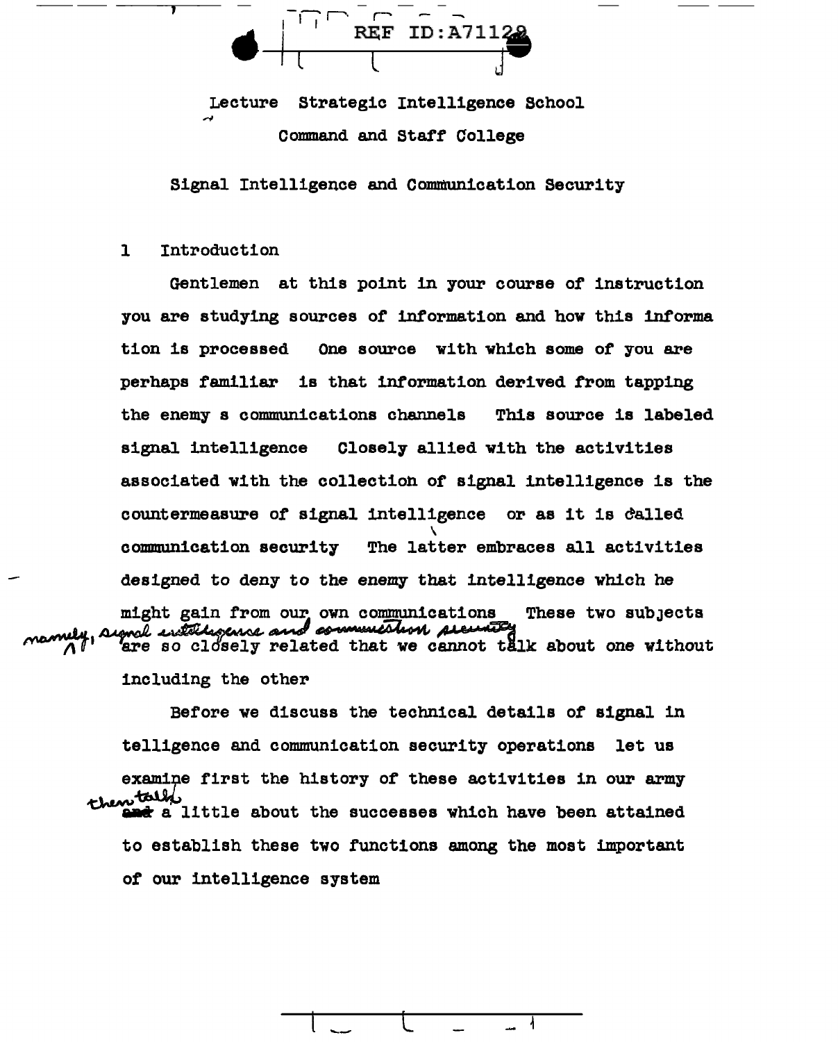Lecture Strategic Intelligence School

Command and Staff College

Signal Intelligence and Communication Security

## 1 Introduction

Gentlemen at this point in your course of instruction you are studying sources of information and how this information is processed One source with which some of you are perhaps familiar is that information derived from tapping the enemy s communications channels This source is labeled signal intelligence Closely allied with the activities associated with the collection of signal intelligence is the countermeasure of signal intelligence or as it is called communication security The latter embraces all activities designed to deny to the enemy that intelligence which he might gain from our own communications These two subjects namely, signal intelligence and communication security are so closely related that we cannot talk about one without including the other

Before we discuss the technical details of signal intelligence and communication security operations let us examine first the history of these activities in our army then talk a little about the successes which have been attained to establish these two functions among the most important of our intelligence system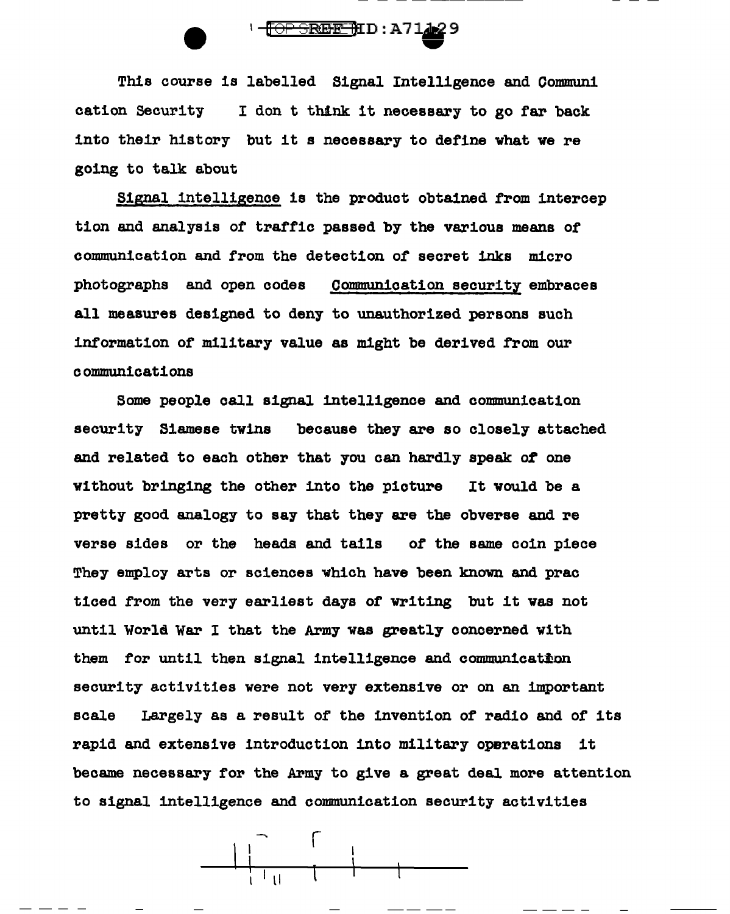This course is labelled Signal Intelligence and Communi cation Security I don t think it necessary to go far back into their history but it s necessary to define what we re going to talk about

Signal intelligence is the product obtained from intercep tion and analysis of traffic passed by the various means of communication and from the detection of secret inks micro photographs and open codes Communication security embraces all measures designed to deny to unauthorized persons such information of military value as might be derived from our communications

Some people call signal intelligence and communication security Siamese twins because they are so closely attached and related to each other that you can hardly speak of one without bringing the other into the picture It would be a pretty good analogy to say that they are the obverse and re verse sides or the heads and tails of the same coin piece They employ arts or sciences which have been known and prac ticed from the very earliest days of writing but it was not until World War I that the Army was greatly concerned with them for until then signal intelligence and communication security activities were not very extensive or on an important scale Largely as a result of the invention of radio and of its rapid and extensive introduction into military operations it became necessary for the Army to give a great deal more attention to signal intelligence and communication security activities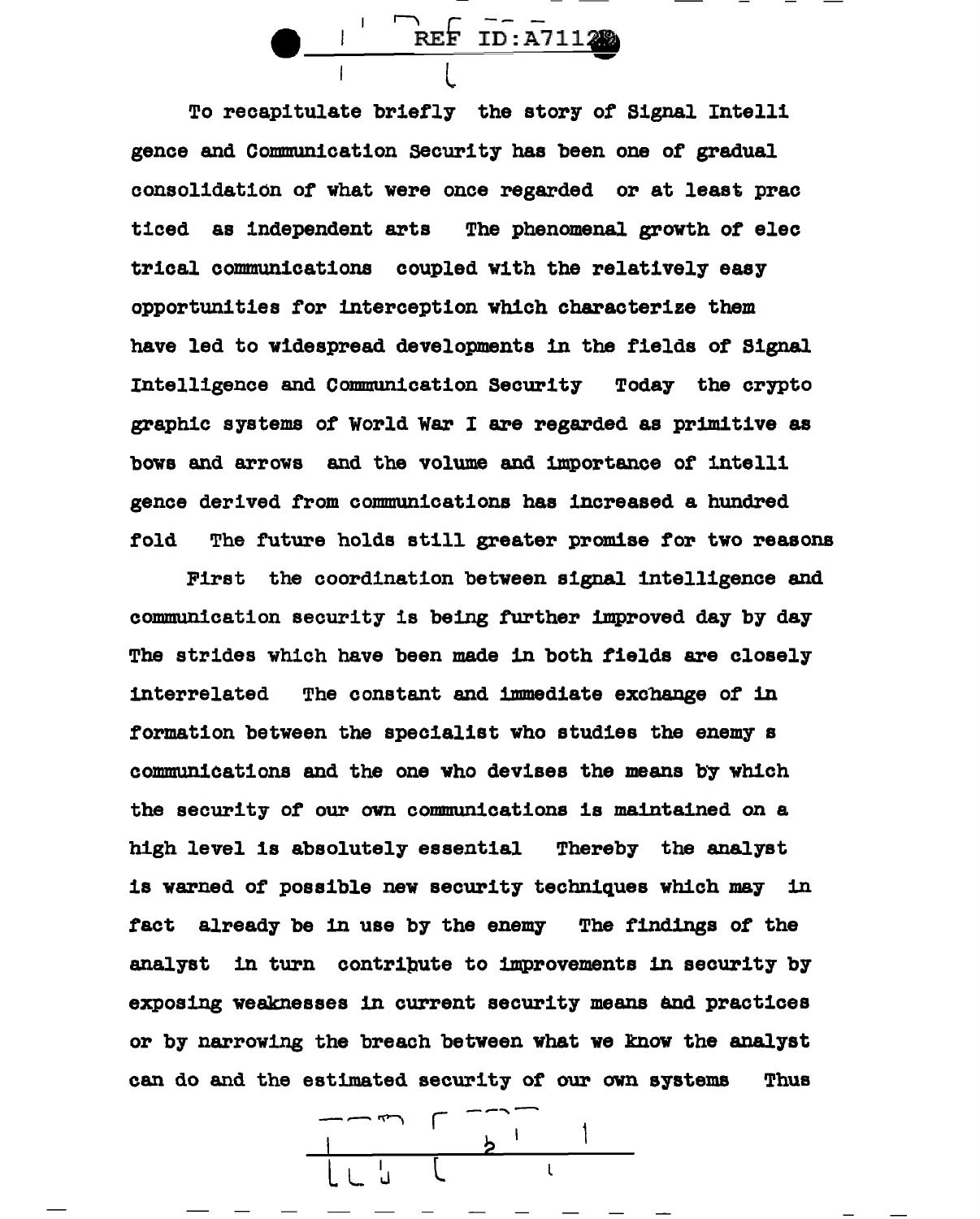To recapitulate briefly the story of Signal Intelligence and Communication Security has been one of gradual consolidation of what were once regarded or at least practiced as independent arts The phenomenal growth of electrical communications coupled with the relatively easy opportunities for interception which characterize them have led to widespread developments in the fields of Signal Intelligence and Communication Security Today the cryptographic systems of World War I are regarded as primitive as bows and arrows and the volume and importance of intelligence derived from communications has increased a hundred fold The future holds still greater promise for two reasons

First the coordination between signal intelligence and communication security is being further improved day by day The strides which have been made in both fields are closely interrelated The constant and immediate exchange of information between the specialist who studies the enemy s communications and the one who devises the means by which the security of our own communications is maintained on a high level is absolutely essential Thereby the analyst is warned of possible new security techniques which may in fact already be in use by the enemy The findings of the analyst in turn contribute to improvements in security by exposing weaknesses in current security means and practices or by narrowing the breach between what we know the analyst can do and the estimated security of our own systems Thus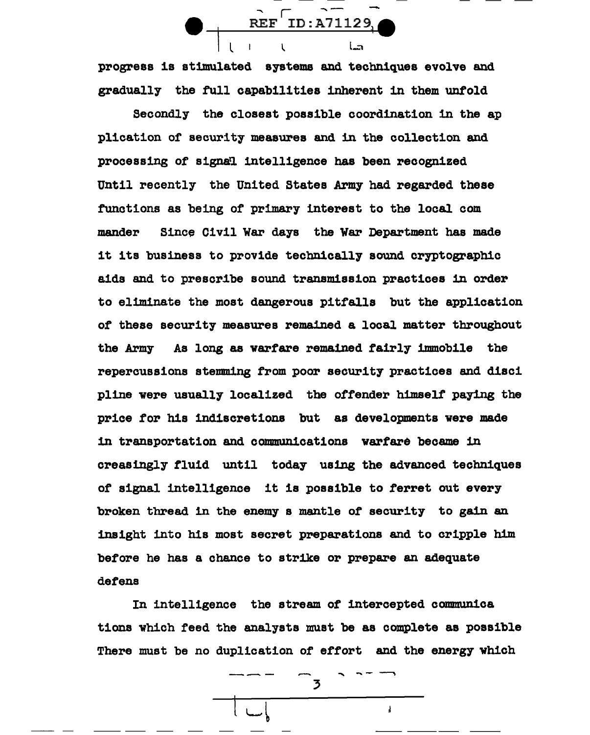progress is stimulated systems and techniques evolve and gradually the full capabilities inherent in them unfold

Secondly the closest possible coordination in the application of security measures and in the collection and processing of signal intelligence has been recognized Until recently the United States Army had regarded these functions as being of primary interest to the local commander Since Civil War days the War Department has made it its business to provide technically sound cryptographic aids and to prescribe sound transmission practices in order to eliminate the most dangerous pitfalls but the application of these security measures remained a local matter throughout the Army As long as warfare remained fairly immobile the repercussions stemming from poor security practices and discipline were usually localized the offender himself paying the price for his indiscretions but as developments were made in transportation and communications warfare became increasingly fluid until today using the advanced techniques of signal intelligence it is possible to ferret out every broken thread in the enemy s mantle of security to gain an insight into his most secret preparations and to cripple him before he has a chance to strike or prepare an adequate defens

In intelligence the stream of intercepted communications which feed the analysts must be as complete as possible There must be no duplication of effort and the energy which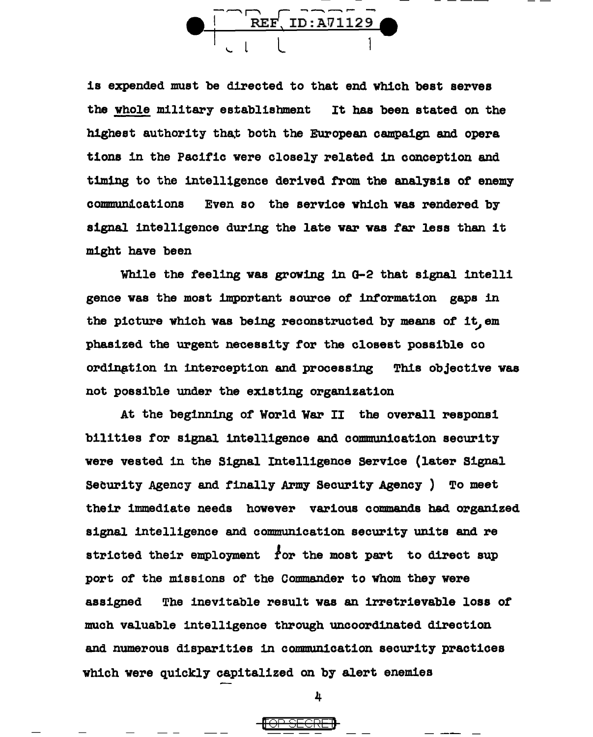is expended must be directed to that end which best serves the whole military establishment It has been stated on the highest authority that both the European campaign and opera tions in the Pacific were closely related in conception and timing to the intelligence derived from the analysis of enemy communications Even so the service which was rendered by signal intelligence during the late war was far less than it might have been

While the feeling was growing in G-2 that signal intelli gence was the most important source of information gaps in the picture which was being reconstructed by means of it, em phasized the urgent necessity for the closest possible co ordination in interception and processing This objective was not possible under the existing organization

At the beginning of World War II the overall responsi bilities for signal intelligence and communication security were vested in the Signal Intelligence Service (later Signal Security Agency and finally Army Security Agency ) To meet their immediate needs however various commands had organized signal intelligence and communication security units and re stricted their employment for the most part to direct sup port of the missions of the Commander to whom they were assigned The inevitable result was an irretrievable loss of much valuable intelligence through uncoordinated direction and numerous disparities in communication security practices which were quickly capitalized on by alert enemies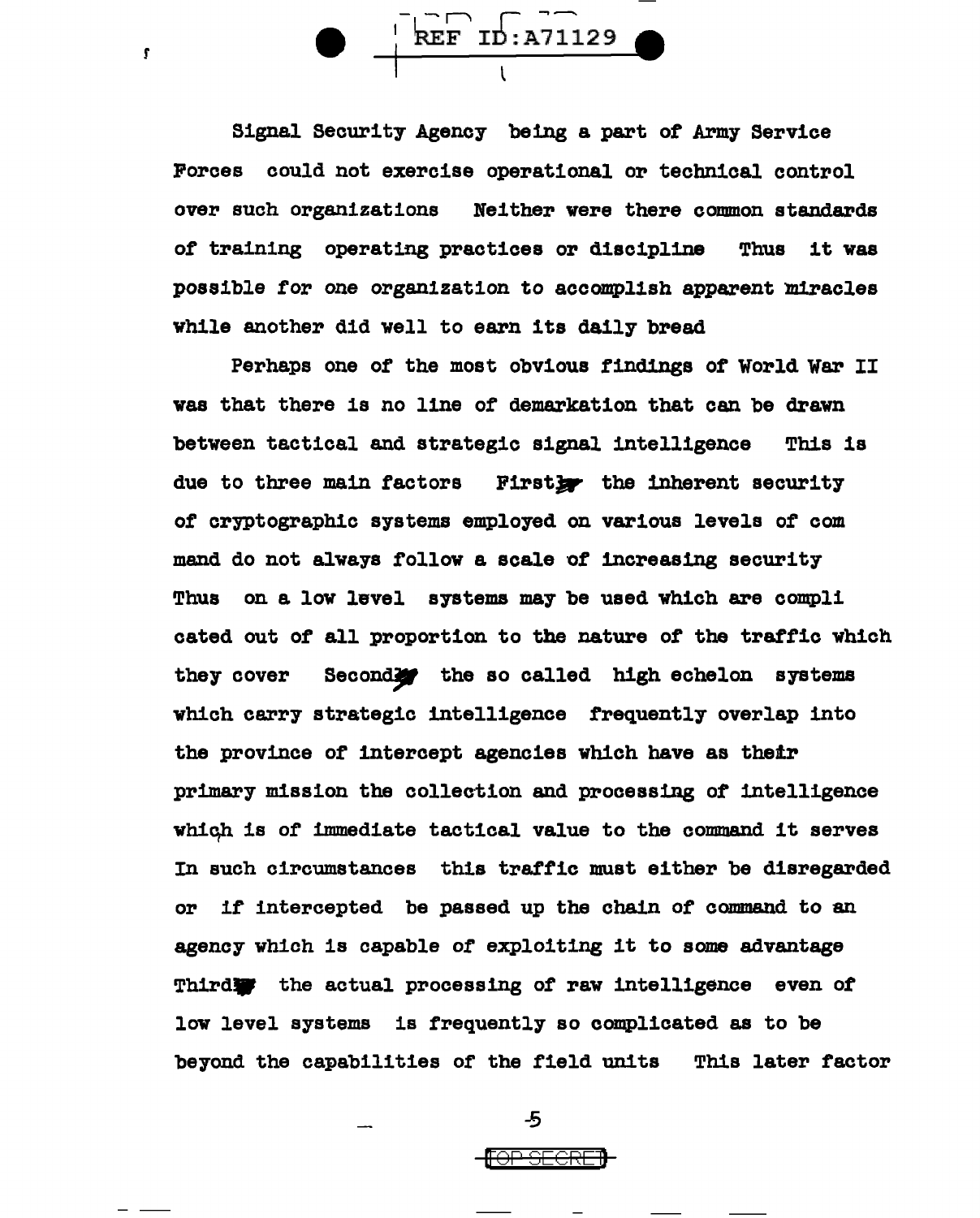Signal Security Agency being a part of Army Service Forces could not exercise operational or technical control over such organizations Neither were there common standards of training operating practices or discipline Thus it was possible for one organization to accomplish apparent miracles while another did well to earn its daily bread

Perhaps one of the most obvious findings of World War II was that there is no line of demarkation that can be drawn between tactical and strategic signal intelligence This is due to three main factors Firstly the inherent security of cryptographic systems employed on various levels of com mand do not always follow a scale of increasing security Thus on a low level systems may be used which are compli cated out of all proportion to the nature of the traffic which they cover Secondly the so called high echelon systems which carry strategic intelligence frequently overlap into the province of intercept agencies which have as their primary mission the collection and processing of intelligence which is of immediate tactical value to the command it serves In such circumstances this traffic must either be disregarded or if intercepted be passed up the chain of command to an agency which is capable of exploiting it to some advantage Thirdly the actual processing of raw intelligence even of low level systems is frequently so complicated as to be beyond the capabilities of the field units This later factor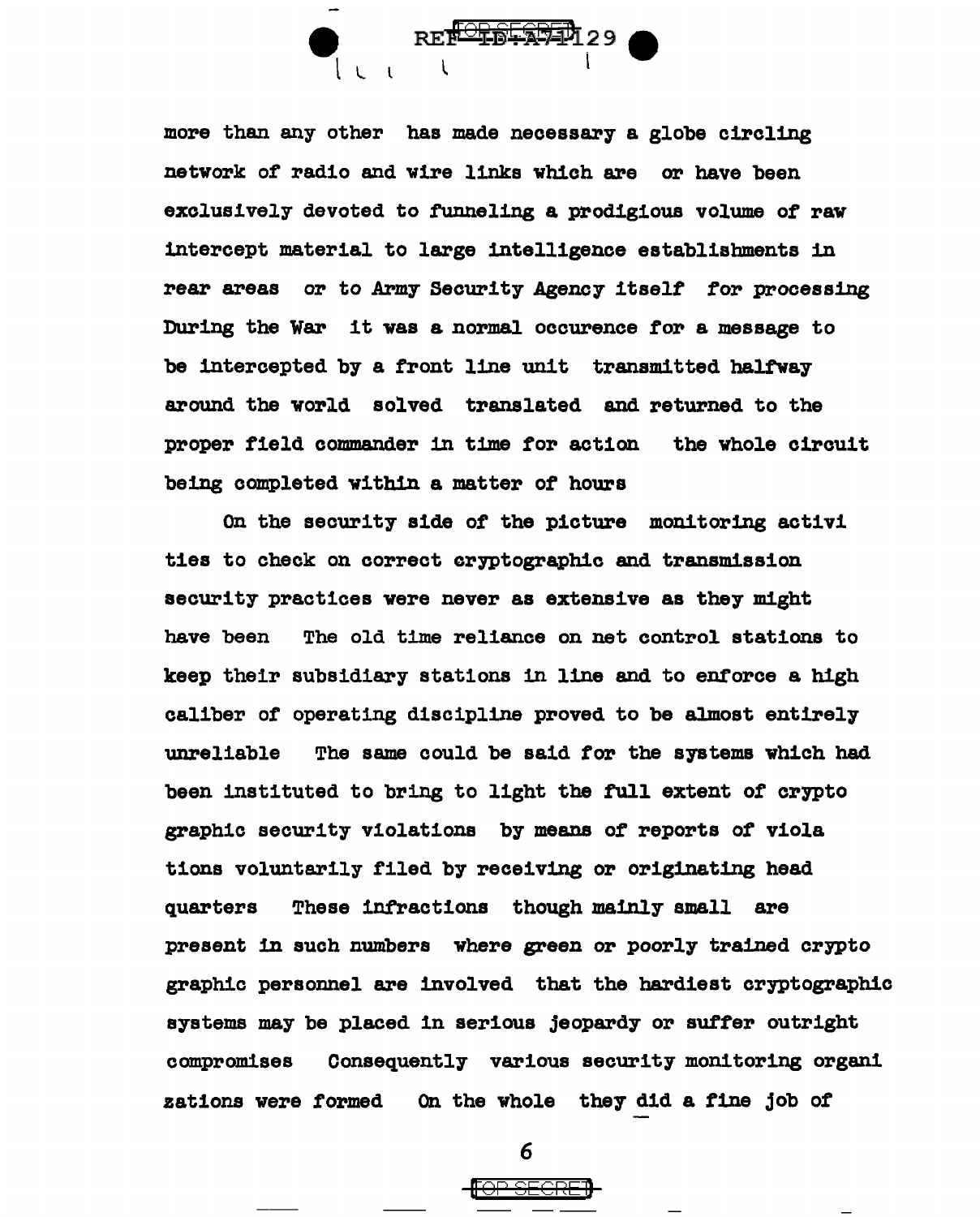more than any other has made necessary a globe circling network of radio and wire links which are or have been exclusively devoted to funneling a prodigious volume of raw intercept material to large intelligence establishments in rear areas or to Army Security Agency itself for processing During the War it was a normal occurence for a message to be intercepted by a front line unit transmitted halfway around the world solved translated and returned to the proper field commander in time for action the whole circuit being completed within a matter of hours

On the security side of the picture monitoring activities to check on correct cryptographic and transmission security practices were never as extensive as they might have been The old time reliance on net control stations to keep their subsidiary stations in line and to enforce a high caliber of operating discipline proved to be almost entirely unreliable The same could be said for the systems which had been instituted to bring to light the full extent of cryptographic security violations by means of reports of violations voluntarily filed by receiving or originating headquarters These infractions though mainly small are present in such numbers where green or poorly trained cryptographic personnel are involved that the hardiest cryptographic systems may be placed in serious jeopardy or suffer outright compromises Consequently various security monitoring organizations were formed On the whole they did a fine job of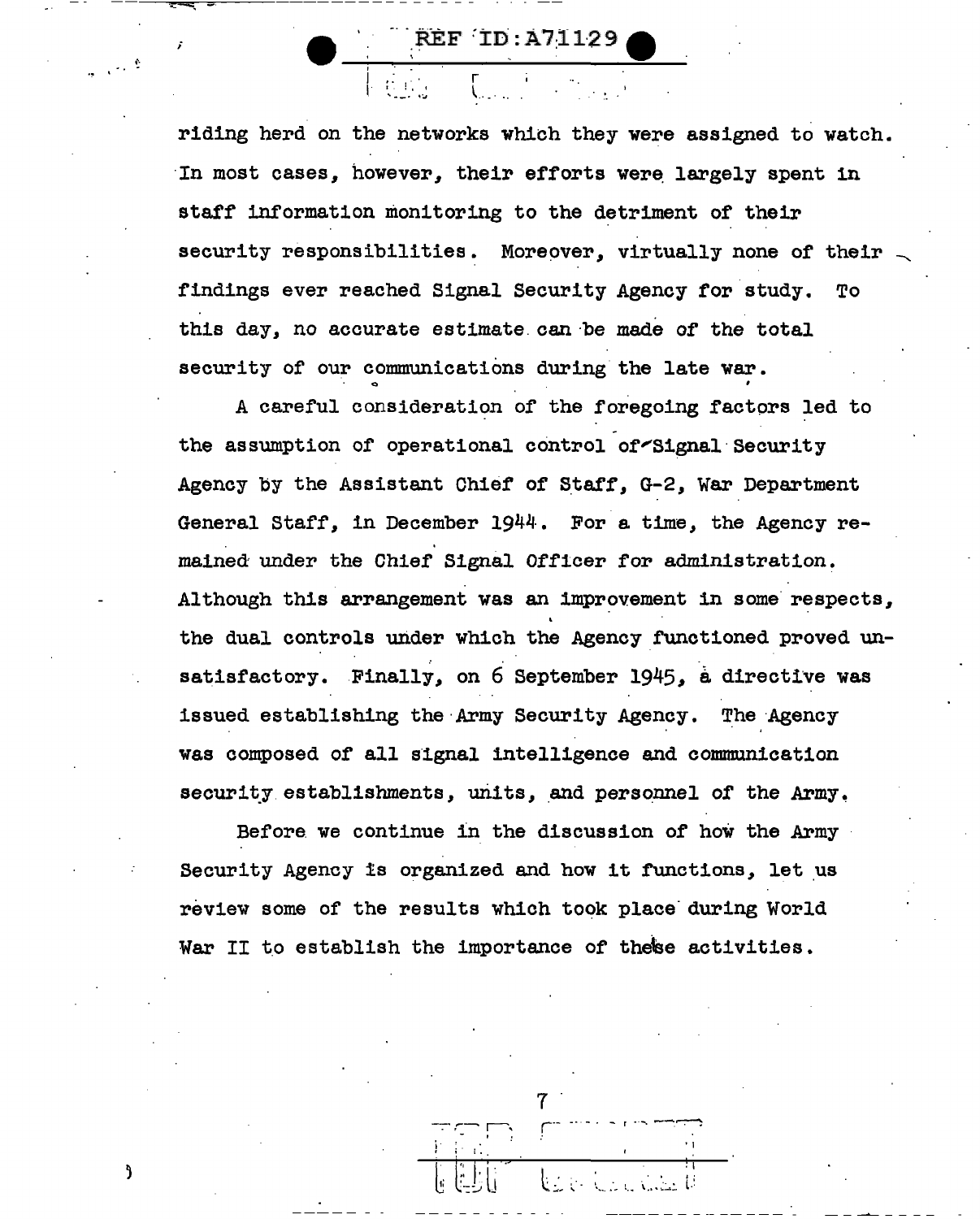riding herd on the networks which they were assigned to watch. In most cases, however, their efforts were largely spent in staff information monitoring to the detriment of their security responsibilities. Moreover, virtually none of their findings ever reached Signal Security Agency for study. To this day, no accurate estimate can be made of the total security of our communications during the late war.

A careful consideration of the foregoing factors led to the assumption of operational control of Signal Security Agency by the Assistant Chief of Staff, G-2, War Department General Staff, in December 1944. For a time, the Agency remained under the Chief Signal Officer for administration. Although this arrangement was an improvement in some respects, the dual controls under which the Agency functioned proved unsatisfactory. Finally, on 6 September 1945, a directive was issued establishing the Army Security Agency. The Agency was composed of all signal intelligence and communication security establishments, units, and personnel of the Army.

Before we continue in the discussion of how the Army Security Agency is organized and how it functions, let us review some of the results which took place during World War II to establish the importance of these activities.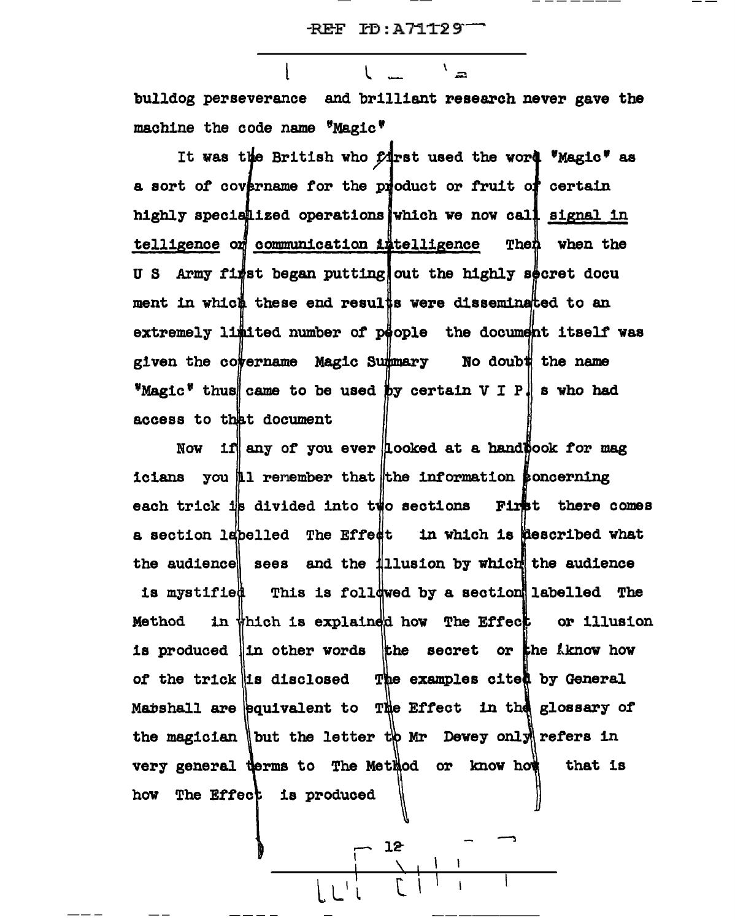bulldog perseverance and brilliant research never gave the machine the code name "Magic"

It was the British who first used the word "Magic" as a sort of covername for the product or fruit of certain highly specialized operations which we now call <u>signal in telligence</u> or <u>communication intelligence</u> Then when the U S Army first began putting out the highly secret docu ment in which these end results were disseminated to an extremely limited number of people the document itself was given the covername Magic Summary No doubt the name "Magic" thus came to be used by certain V I P s who had access to that document

Now if any of you ever looked at a handbook for mag icians you ll remember that the information concerning each trick is divided into two sections First there comes a section labelled The Effect in which is described what the audience sees and the illusion by which the audience is mystified This is followed by a section labelled The Method in which is explained how The Effect or illusion is produced in other words the secret or the know how of the trick is disclosed The examples cited by General Marshall are equivalent to The Effect in the glossary of the magician but the letter to Mr Dewey only refers in very general terms to The Method or know how that is how The Effect is produced